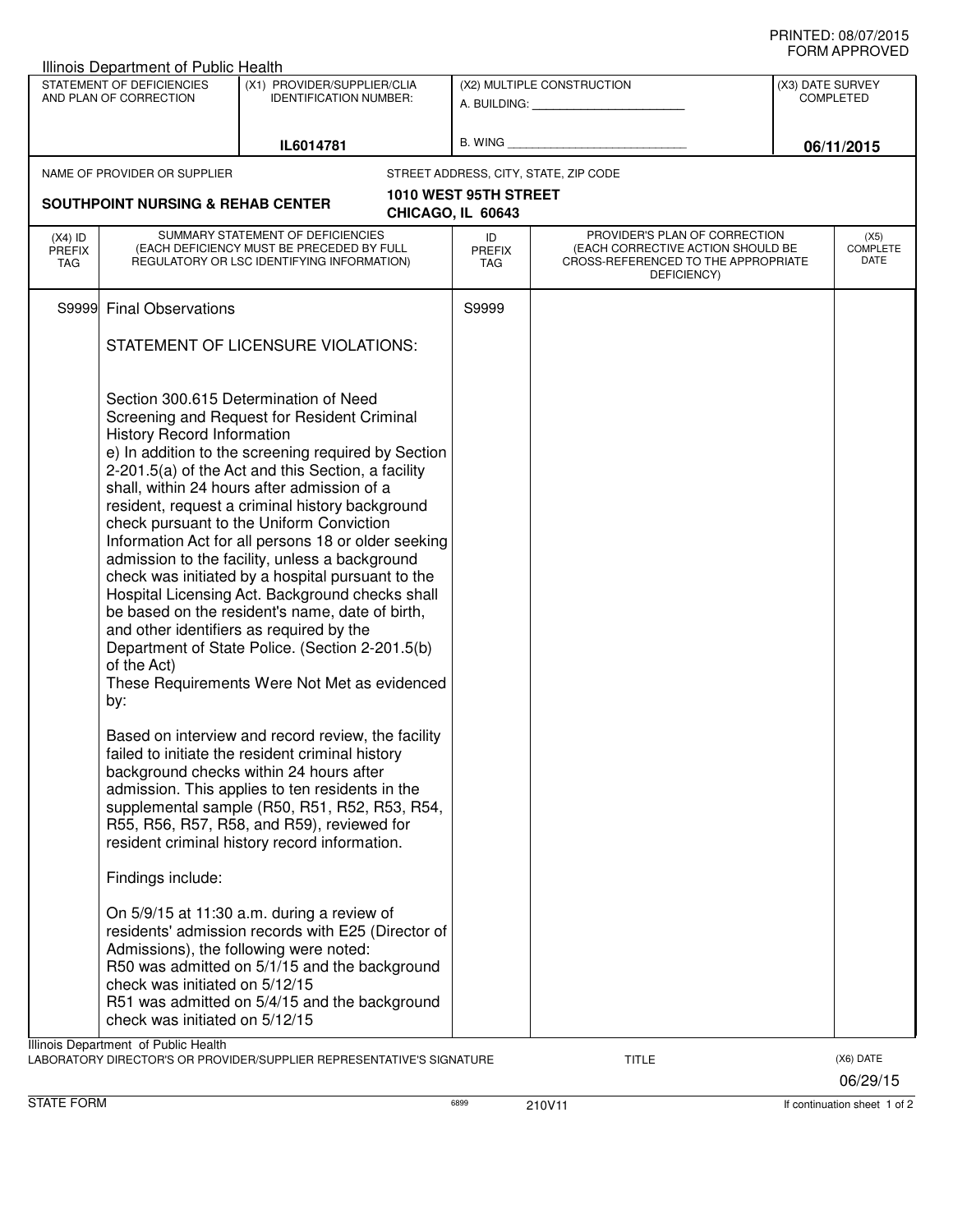PRINTED: 08/07/2015
FORM APPROVED

Illinois Department of Public Health

| STATEMENT OF DEFICIENCIES AND PLAN OF CORRECTION | (X1) PROVIDER/SUPPLIER/CLIA IDENTIFICATION NUMBER: | (X2) MULTIPLE CONSTRUCTION | (X3) DATE SURVEY COMPLETED |
|---|---|---|---|
| | IL6014781 | A. BUILDING: ______ B. WING ______ | 06/11/2015 |

NAME OF PROVIDER OR SUPPLIER: **SOUTHPOINT NURSING & REHAB CENTER**

STREET ADDRESS, CITY, STATE, ZIP CODE: **1010 WEST 95TH STREET, CHICAGO, IL 60643**

| (X4) ID PREFIX TAG | SUMMARY STATEMENT OF DEFICIENCIES (EACH DEFICIENCY MUST BE PRECEDED BY FULL REGULATORY OR LSC IDENTIFYING INFORMATION) | ID PREFIX TAG | PROVIDER'S PLAN OF CORRECTION (EACH CORRECTIVE ACTION SHOULD BE CROSS-REFERENCED TO THE APPROPRIATE DEFICIENCY) | (X5) COMPLETE DATE |
|---|---|---|---|---|
| S9999 | Final Observations | S9999 | | |

STATEMENT OF LICENSURE VIOLATIONS:

Section 300.615 Determination of Need Screening and Request for Resident Criminal History Record Information
e) In addition to the screening required by Section 2-201.5(a) of the Act and this Section, a facility shall, within 24 hours after admission of a resident, request a criminal history background check pursuant to the Uniform Conviction Information Act for all persons 18 or older seeking admission to the facility, unless a background check was initiated by a hospital pursuant to the Hospital Licensing Act. Background checks shall be based on the resident's name, date of birth, and other identifiers as required by the Department of State Police. (Section 2-201.5(b) of the Act)
These Requirements Were Not Met as evidenced by:

Based on interview and record review, the facility failed to initiate the resident criminal history background checks within 24 hours after admission. This applies to ten residents in the supplemental sample (R50, R51, R52, R53, R54, R55, R56, R57, R58, and R59), reviewed for resident criminal history record information.

Findings include:

On 5/9/15 at 11:30 a.m. during a review of residents' admission records with E25 (Director of Admissions), the following were noted:
R50 was admitted on 5/1/15 and the background check was initiated on 5/12/15
R51 was admitted on 5/4/15 and the background check was initiated on 5/12/15

Illinois Department of Public Health
LABORATORY DIRECTOR'S OR PROVIDER/SUPPLIER REPRESENTATIVE'S SIGNATURE | TITLE | (X6) DATE 06/29/15

STATE FORM 6899 210V11 If continuation sheet 1 of 2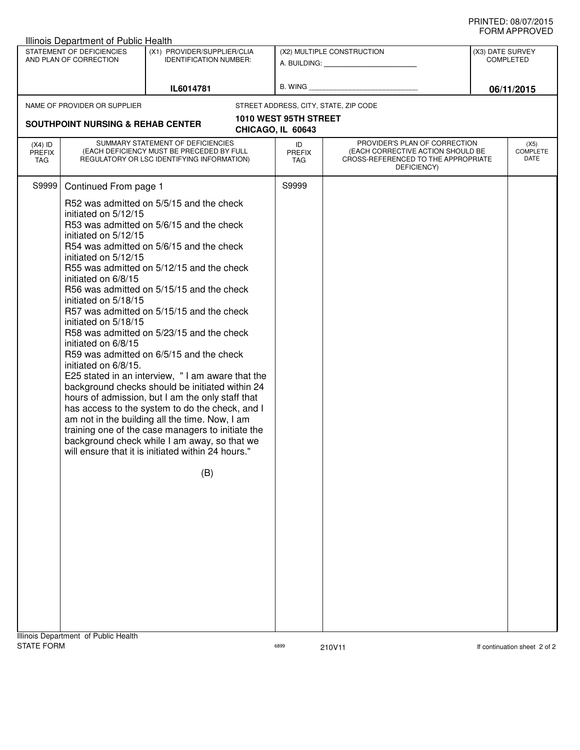PRINTED: 08/07/2015
FORM APPROVED

Illinois Department of Public Health

| STATEMENT OF DEFICIENCIES AND PLAN OF CORRECTION | (X1) PROVIDER/SUPPLIER/CLIA IDENTIFICATION NUMBER: | (X2) MULTIPLE CONSTRUCTION | (X3) DATE SURVEY COMPLETED |
|---|---|---|---|
| | IL6014781 | A. BUILDING: ______ B. WING ______ | 06/11/2015 |

NAME OF PROVIDER OR SUPPLIER: **SOUTHPOINT NURSING & REHAB CENTER**

STREET ADDRESS, CITY, STATE, ZIP CODE: **1010 WEST 95TH STREET, CHICAGO, IL 60643**

| (X4) ID PREFIX TAG | SUMMARY STATEMENT OF DEFICIENCIES (EACH DEFICIENCY MUST BE PRECEDED BY FULL REGULATORY OR LSC IDENTIFYING INFORMATION) | ID PREFIX TAG | PROVIDER'S PLAN OF CORRECTION (EACH CORRECTIVE ACTION SHOULD BE CROSS-REFERENCED TO THE APPROPRIATE DEFICIENCY) | (X5) COMPLETE DATE |
|---|---|---|---|---|
| S9999 | Continued From page 1<br><br>R52 was admitted on 5/5/15 and the check initiated on 5/12/15<br>R53 was admitted on 5/6/15 and the check initiated on 5/12/15<br>R54 was admitted on 5/6/15 and the check initiated on 5/12/15<br>R55 was admitted on 5/12/15 and the check initiated on 6/8/15<br>R56 was admitted on 5/15/15 and the check initiated on 5/18/15<br>R57 was admitted on 5/15/15 and the check initiated on 5/18/15<br>R58 was admitted on 5/23/15 and the check initiated on 6/8/15<br>R59 was admitted on 6/5/15 and the check initiated on 6/8/15.<br>E25 stated in an interview, " I am aware that the background checks should be initiated within 24 hours of admission, but I am the only staff that has access to the system to do the check, and I am not in the building all the time. Now, I am training one of the case managers to initiate the background check while I am away, so that we will ensure that it is initiated within 24 hours."<br><br>(B) | S9999 | | |

Illinois Department of Public Health
STATE FORM 6899 210V11